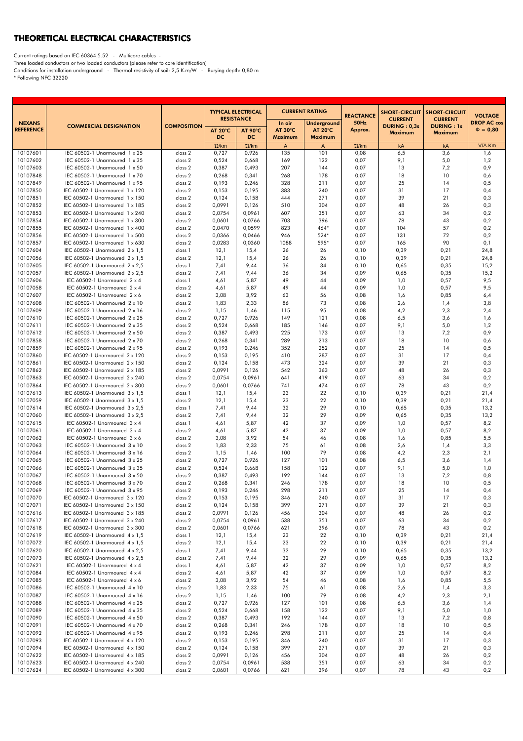# THEORETICAL ELECTRICAL CHARACTERISTICS

Current ratings based on IEC 60364.5.52 - Multicore cables -
Three loaded conductors or two loaded conductors (please refer to core identification)
Conditions for installation underground - Thermal resistivity of soil: 2,5 K.m/W - Burying depth: 0,80 m
* Following NFC 32220

| NEXANS REFERENCE | COMMERCIAL DESIGNATION | COMPOSITION | TYPICAL ELECTRICAL RESISTANCE | | CURRENT RATING | | REACTANCE 50Hz Approx. | SHORT-CIRCUIT CURRENT DURING : 0,3s Maximum | SHORT-CIRCUIT CURRENT DURING : 1s Maximum | VOLTAGE DROP AC cos Φ = 0,80 |
|---|---|---|---|---|---|---|---|---|---|---|
| | | | AT 20°C DC | AT 90°C DC | In air AT 30°C Maximum | Underground AT 20°C Maximum | | | | |
| | | | Ω/km | Ω/km | A | A | Ω/km | kA | kA | V/A.Km |
| 10107601 | IEC 60502-1 Unarmoured 1 x 25 | class 2 | 0,727 | 0,926 | 135 | 101 | 0,08 | 6,5 | 3,6 | 1,6 |
| 10107602 | IEC 60502-1 Unarmoured 1 x 35 | class 2 | 0,524 | 0,668 | 169 | 122 | 0,07 | 9,1 | 5,0 | 1,2 |
| 10107603 | IEC 60502-1 Unarmoured 1 x 50 | class 2 | 0,387 | 0,493 | 207 | 144 | 0,07 | 13 | 7,2 | 0,9 |
| 10107848 | IEC 60502-1 Unarmoured 1 x 70 | class 2 | 0,268 | 0,341 | 268 | 178 | 0,07 | 18 | 10 | 0,6 |
| 10107849 | IEC 60502-1 Unarmoured 1 x 95 | class 2 | 0,193 | 0,246 | 328 | 211 | 0,07 | 25 | 14 | 0,5 |
| 10107850 | IEC 60502-1 Unarmoured 1 x 120 | class 2 | 0,153 | 0,195 | 383 | 240 | 0,07 | 31 | 17 | 0,4 |
| 10107851 | IEC 60502-1 Unarmoured 1 x 150 | class 2 | 0,124 | 0,158 | 444 | 271 | 0,07 | 39 | 21 | 0,3 |
| 10107852 | IEC 60502-1 Unarmoured 1 x 185 | class 2 | 0,0991 | 0,126 | 510 | 304 | 0,07 | 48 | 26 | 0,3 |
| 10107853 | IEC 60502-1 Unarmoured 1 x 240 | class 2 | 0,0754 | 0,0961 | 607 | 351 | 0,07 | 63 | 34 | 0,2 |
| 10107854 | IEC 60502-1 Unarmoured 1 x 300 | class 2 | 0,0601 | 0,0766 | 703 | 396 | 0,07 | 78 | 43 | 0,2 |
| 10107855 | IEC 60502-1 Unarmoured 1 x 400 | class 2 | 0,0470 | 0,0599 | 823 | 464* | 0,07 | 104 | 57 | 0,2 |
| 10107856 | IEC 60502-1 Unarmoured 1 x 500 | class 2 | 0,0366 | 0,0466 | 946 | 524* | 0,07 | 131 | 72 | 0,2 |
| 10107857 | IEC 60502-1 Unarmoured 1 x 630 | class 2 | 0,0283 | 0,0360 | 1088 | 595* | 0,07 | 165 | 90 | 0,1 |
| 10107604 | IEC 60502-1 Unarmoured 2 x 1,5 | class 1 | 12,1 | 15,4 | 26 | 26 | 0,10 | 0,39 | 0,21 | 24,8 |
| 10107056 | IEC 60502-1 Unarmoured 2 x 1,5 | class 2 | 12,1 | 15,4 | 26 | 26 | 0,10 | 0,39 | 0,21 | 24,8 |
| 10107605 | IEC 60502-1 Unarmoured 2 x 2,5 | class 1 | 7,41 | 9,44 | 36 | 34 | 0,10 | 0,65 | 0,35 | 15,2 |
| 10107057 | IEC 60502-1 Unarmoured 2 x 2,5 | class 2 | 7,41 | 9,44 | 36 | 34 | 0,09 | 0,65 | 0,35 | 15,2 |
| 10107606 | IEC 60502-1 Unarmoured 2 x 4 | class 1 | 4,61 | 5,87 | 49 | 44 | 0,09 | 1,0 | 0,57 | 9,5 |
| 10107058 | IEC 60502-1 Unarmoured 2 x 4 | class 2 | 4,61 | 5,87 | 49 | 44 | 0,09 | 1,0 | 0,57 | 9,5 |
| 10107607 | IEC 60502-1 Unarmoured 2 x 6 | class 2 | 3,08 | 3,92 | 63 | 56 | 0,08 | 1,6 | 0,85 | 6,4 |
| 10107608 | IEC 60502-1 Unarmoured 2 x 10 | class 2 | 1,83 | 2,33 | 86 | 73 | 0,08 | 2,6 | 1,4 | 3,8 |
| 10107609 | IEC 60502-1 Unarmoured 2 x 16 | class 2 | 1,15 | 1,46 | 115 | 95 | 0,08 | 4,2 | 2,3 | 2,4 |
| 10107610 | IEC 60502-1 Unarmoured 2 x 25 | class 2 | 0,727 | 0,926 | 149 | 121 | 0,08 | 6,5 | 3,6 | 1,6 |
| 10107611 | IEC 60502-1 Unarmoured 2 x 35 | class 2 | 0,524 | 0,668 | 185 | 146 | 0,07 | 9,1 | 5,0 | 1,2 |
| 10107612 | IEC 60502-1 Unarmoured 2 x 50 | class 2 | 0,387 | 0,493 | 225 | 173 | 0,07 | 13 | 7,2 | 0,9 |
| 10107858 | IEC 60502-1 Unarmoured 2 x 70 | class 2 | 0,268 | 0,341 | 289 | 213 | 0,07 | 18 | 10 | 0,6 |
| 10107859 | IEC 60502-1 Unarmoured 2 x 95 | class 2 | 0,193 | 0,246 | 352 | 252 | 0,07 | 25 | 14 | 0,5 |
| 10107860 | IEC 60502-1 Unarmoured 2 x 120 | class 2 | 0,153 | 0,195 | 410 | 287 | 0,07 | 31 | 17 | 0,4 |
| 10107861 | IEC 60502-1 Unarmoured 2 x 150 | class 2 | 0,124 | 0,158 | 473 | 324 | 0,07 | 39 | 21 | 0,3 |
| 10107862 | IEC 60502-1 Unarmoured 2 x 185 | class 2 | 0,0991 | 0,126 | 542 | 363 | 0,07 | 48 | 26 | 0,3 |
| 10107863 | IEC 60502-1 Unarmoured 2 x 240 | class 2 | 0,0754 | 0,0961 | 641 | 419 | 0,07 | 63 | 34 | 0,2 |
| 10107864 | IEC 60502-1 Unarmoured 2 x 300 | class 2 | 0,0601 | 0,0766 | 741 | 474 | 0,07 | 78 | 43 | 0,2 |
| 10107613 | IEC 60502-1 Unarmoured 3 x 1,5 | class 1 | 12,1 | 15,4 | 23 | 22 | 0,10 | 0,39 | 0,21 | 21,4 |
| 10107059 | IEC 60502-1 Unarmoured 3 x 1,5 | class 2 | 12,1 | 15,4 | 23 | 22 | 0,10 | 0,39 | 0,21 | 21,4 |
| 10107614 | IEC 60502-1 Unarmoured 3 x 2,5 | class 1 | 7,41 | 9,44 | 32 | 29 | 0,10 | 0,65 | 0,35 | 13,2 |
| 10107060 | IEC 60502-1 Unarmoured 3 x 2,5 | class 2 | 7,41 | 9,44 | 32 | 29 | 0,09 | 0,65 | 0,35 | 13,2 |
| 10107615 | IEC 60502-1 Unarmoured 3 x 4 | class 1 | 4,61 | 5,87 | 42 | 37 | 0,09 | 1,0 | 0,57 | 8,2 |
| 10107061 | IEC 60502-1 Unarmoured 3 x 4 | class 2 | 4,61 | 5,87 | 42 | 37 | 0,09 | 1,0 | 0,57 | 8,2 |
| 10107062 | IEC 60502-1 Unarmoured 3 x 6 | class 2 | 3,08 | 3,92 | 54 | 46 | 0,08 | 1,6 | 0,85 | 5,5 |
| 10107063 | IEC 60502-1 Unarmoured 3 x 10 | class 2 | 1,83 | 2,33 | 75 | 61 | 0,08 | 2,6 | 1,4 | 3,3 |
| 10107064 | IEC 60502-1 Unarmoured 3 x 16 | class 2 | 1,15 | 1,46 | 100 | 79 | 0,08 | 4,2 | 2,3 | 2,1 |
| 10107065 | IEC 60502-1 Unarmoured 3 x 25 | class 2 | 0,727 | 0,926 | 127 | 101 | 0,08 | 6,5 | 3,6 | 1,4 |
| 10107066 | IEC 60502-1 Unarmoured 3 x 35 | class 2 | 0,524 | 0,668 | 158 | 122 | 0,07 | 9,1 | 5,0 | 1,0 |
| 10107067 | IEC 60502-1 Unarmoured 3 x 50 | class 2 | 0,387 | 0,493 | 192 | 144 | 0,07 | 13 | 7,2 | 0,8 |
| 10107068 | IEC 60502-1 Unarmoured 3 x 70 | class 2 | 0,268 | 0,341 | 246 | 178 | 0,07 | 18 | 10 | 0,5 |
| 10107069 | IEC 60502-1 Unarmoured 3 x 95 | class 2 | 0,193 | 0,246 | 298 | 211 | 0,07 | 25 | 14 | 0,4 |
| 10107070 | IEC 60502-1 Unarmoured 3 x 120 | class 2 | 0,153 | 0,195 | 346 | 240 | 0,07 | 31 | 17 | 0,3 |
| 10107071 | IEC 60502-1 Unarmoured 3 x 150 | class 2 | 0,124 | 0,158 | 399 | 271 | 0,07 | 39 | 21 | 0,3 |
| 10107616 | IEC 60502-1 Unarmoured 3 x 185 | class 2 | 0,0991 | 0,126 | 456 | 304 | 0,07 | 48 | 26 | 0,2 |
| 10107617 | IEC 60502-1 Unarmoured 3 x 240 | class 2 | 0,0754 | 0,0961 | 538 | 351 | 0,07 | 63 | 34 | 0,2 |
| 10107618 | IEC 60502-1 Unarmoured 3 x 300 | class 2 | 0,0601 | 0,0766 | 621 | 396 | 0,07 | 78 | 43 | 0,2 |
| 10107619 | IEC 60502-1 Unarmoured 4 x 1,5 | class 1 | 12,1 | 15,4 | 23 | 22 | 0,10 | 0,39 | 0,21 | 21,4 |
| 10107072 | IEC 60502-1 Unarmoured 4 x 1,5 | class 2 | 12,1 | 15,4 | 23 | 22 | 0,10 | 0,39 | 0,21 | 21,4 |
| 10107620 | IEC 60502-1 Unarmoured 4 x 2,5 | class 1 | 7,41 | 9,44 | 32 | 29 | 0,10 | 0,65 | 0,35 | 13,2 |
| 10107073 | IEC 60502-1 Unarmoured 4 x 2,5 | class 2 | 7,41 | 9,44 | 32 | 29 | 0,09 | 0,65 | 0,35 | 13,2 |
| 10107621 | IEC 60502-1 Unarmoured 4 x 4 | class 1 | 4,61 | 5,87 | 42 | 37 | 0,09 | 1,0 | 0,57 | 8,2 |
| 10107084 | IEC 60502-1 Unarmoured 4 x 4 | class 2 | 4,61 | 5,87 | 42 | 37 | 0,09 | 1,0 | 0,57 | 8,2 |
| 10107085 | IEC 60502-1 Unarmoured 4 x 6 | class 2 | 3,08 | 3,92 | 54 | 46 | 0,08 | 1,6 | 0,85 | 5,5 |
| 10107086 | IEC 60502-1 Unarmoured 4 x 10 | class 2 | 1,83 | 2,33 | 75 | 61 | 0,08 | 2,6 | 1,4 | 3,3 |
| 10107087 | IEC 60502-1 Unarmoured 4 x 16 | class 2 | 1,15 | 1,46 | 100 | 79 | 0,08 | 4,2 | 2,3 | 2,1 |
| 10107088 | IEC 60502-1 Unarmoured 4 x 25 | class 2 | 0,727 | 0,926 | 127 | 101 | 0,08 | 6,5 | 3,6 | 1,4 |
| 10107089 | IEC 60502-1 Unarmoured 4 x 35 | class 2 | 0,524 | 0,668 | 158 | 122 | 0,07 | 9,1 | 5,0 | 1,0 |
| 10107090 | IEC 60502-1 Unarmoured 4 x 50 | class 2 | 0,387 | 0,493 | 192 | 144 | 0,07 | 13 | 7,2 | 0,8 |
| 10107091 | IEC 60502-1 Unarmoured 4 x 70 | class 2 | 0,268 | 0,341 | 246 | 178 | 0,07 | 18 | 10 | 0,5 |
| 10107092 | IEC 60502-1 Unarmoured 4 x 95 | class 2 | 0,193 | 0,246 | 298 | 211 | 0,07 | 25 | 14 | 0,4 |
| 10107093 | IEC 60502-1 Unarmoured 4 x 120 | class 2 | 0,153 | 0,195 | 346 | 240 | 0,07 | 31 | 17 | 0,3 |
| 10107094 | IEC 60502-1 Unarmoured 4 x 150 | class 2 | 0,124 | 0,158 | 399 | 271 | 0,07 | 39 | 21 | 0,3 |
| 10107622 | IEC 60502-1 Unarmoured 4 x 185 | class 2 | 0,0991 | 0,126 | 456 | 304 | 0,07 | 48 | 26 | 0,2 |
| 10107623 | IEC 60502-1 Unarmoured 4 x 240 | class 2 | 0,0754 | 0,0961 | 538 | 351 | 0,07 | 63 | 34 | 0,2 |
| 10107624 | IEC 60502-1 Unarmoured 4 x 300 | class 2 | 0,0601 | 0,0766 | 621 | 396 | 0,07 | 78 | 43 | 0,2 |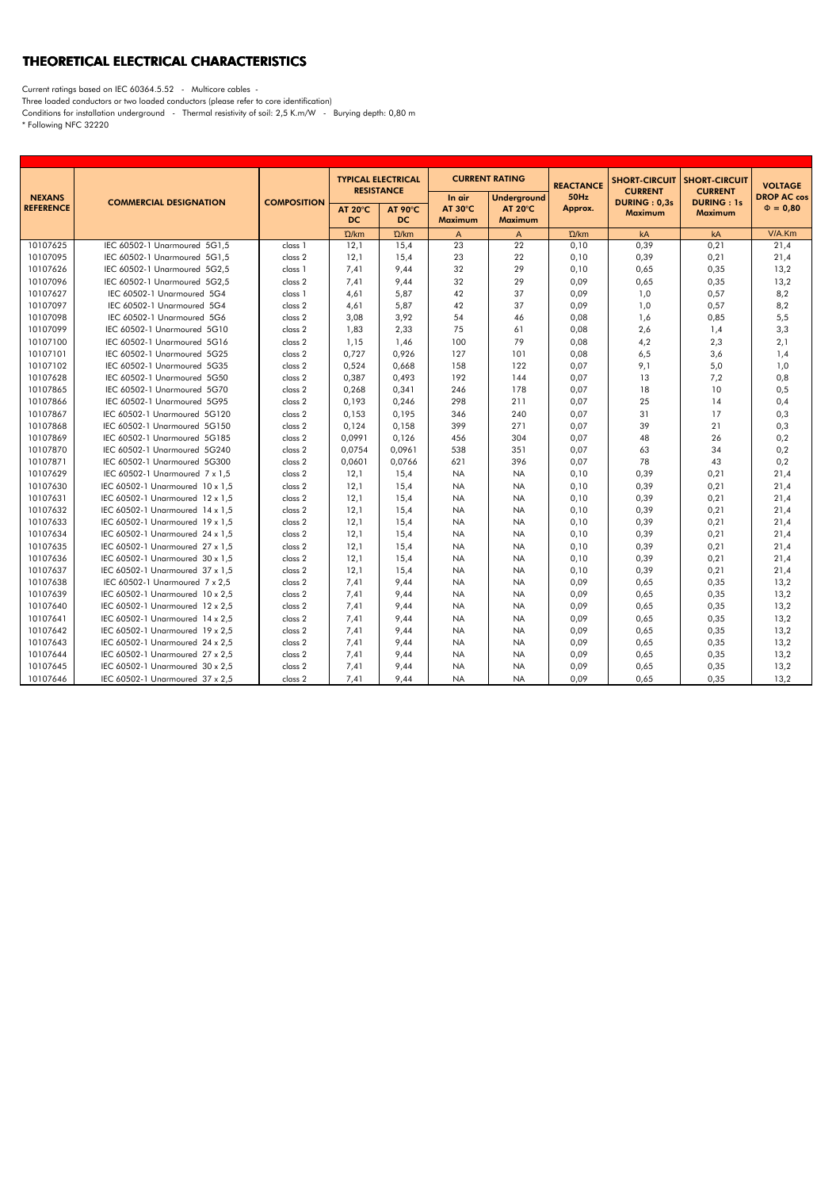# THEORETICAL ELECTRICAL CHARACTERISTICS

Current ratings based on IEC 60364.5.52 - Multicore cables -
Three loaded conductors or two loaded conductors (please refer to core identification)
Conditions for installation underground - Thermal resistivity of soil: 2,5 K.m/W - Burying depth: 0,80 m
\* Following NFC 32220

| NEXANS REFERENCE | COMMERCIAL DESIGNATION | COMPOSITION | TYPICAL ELECTRICAL RESISTANCE | | CURRENT RATING | | REACTANCE 50Hz Approx. | SHORT-CIRCUIT CURRENT DURING : 0,3s Maximum | SHORT-CIRCUIT CURRENT DURING : 1s Maximum | VOLTAGE DROP AC cos Φ = 0,80 |
|---|---|---|---|---|---|---|---|---|---|---|
| | | | AT 20°C DC | AT 90°C DC | In air AT 30°C Maximum | Underground AT 20°C Maximum | | | | |
| | | | Ω/km | Ω/km | A | A | Ω/km | kA | kA | V/A.Km |
| 10107625 | IEC 60502-1 Unarmoured 5G1,5 | class 1 | 12,1 | 15,4 | 23 | 22 | 0,10 | 0,39 | 0,21 | 21,4 |
| 10107095 | IEC 60502-1 Unarmoured 5G1,5 | class 2 | 12,1 | 15,4 | 23 | 22 | 0,10 | 0,39 | 0,21 | 21,4 |
| 10107626 | IEC 60502-1 Unarmoured 5G2,5 | class 1 | 7,41 | 9,44 | 32 | 29 | 0,10 | 0,65 | 0,35 | 13,2 |
| 10107096 | IEC 60502-1 Unarmoured 5G2,5 | class 2 | 7,41 | 9,44 | 32 | 29 | 0,09 | 0,65 | 0,35 | 13,2 |
| 10107627 | IEC 60502-1 Unarmoured 5G4 | class 1 | 4,61 | 5,87 | 42 | 37 | 0,09 | 1,0 | 0,57 | 8,2 |
| 10107097 | IEC 60502-1 Unarmoured 5G4 | class 2 | 4,61 | 5,87 | 42 | 37 | 0,09 | 1,0 | 0,57 | 8,2 |
| 10107098 | IEC 60502-1 Unarmoured 5G6 | class 2 | 3,08 | 3,92 | 54 | 46 | 0,08 | 1,6 | 0,85 | 5,5 |
| 10107099 | IEC 60502-1 Unarmoured 5G10 | class 2 | 1,83 | 2,33 | 75 | 61 | 0,08 | 2,6 | 1,4 | 3,3 |
| 10107100 | IEC 60502-1 Unarmoured 5G16 | class 2 | 1,15 | 1,46 | 100 | 79 | 0,08 | 4,2 | 2,3 | 2,1 |
| 10107101 | IEC 60502-1 Unarmoured 5G25 | class 2 | 0,727 | 0,926 | 127 | 101 | 0,08 | 6,5 | 3,6 | 1,4 |
| 10107102 | IEC 60502-1 Unarmoured 5G35 | class 2 | 0,524 | 0,668 | 158 | 122 | 0,07 | 9,1 | 5,0 | 1,0 |
| 10107628 | IEC 60502-1 Unarmoured 5G50 | class 2 | 0,387 | 0,493 | 192 | 144 | 0,07 | 13 | 7,2 | 0,8 |
| 10107865 | IEC 60502-1 Unarmoured 5G70 | class 2 | 0,268 | 0,341 | 246 | 178 | 0,07 | 18 | 10 | 0,5 |
| 10107866 | IEC 60502-1 Unarmoured 5G95 | class 2 | 0,193 | 0,246 | 298 | 211 | 0,07 | 25 | 14 | 0,4 |
| 10107867 | IEC 60502-1 Unarmoured 5G120 | class 2 | 0,153 | 0,195 | 346 | 240 | 0,07 | 31 | 17 | 0,3 |
| 10107868 | IEC 60502-1 Unarmoured 5G150 | class 2 | 0,124 | 0,158 | 399 | 271 | 0,07 | 39 | 21 | 0,3 |
| 10107869 | IEC 60502-1 Unarmoured 5G185 | class 2 | 0,0991 | 0,126 | 456 | 304 | 0,07 | 48 | 26 | 0,2 |
| 10107870 | IEC 60502-1 Unarmoured 5G240 | class 2 | 0,0754 | 0,0961 | 538 | 351 | 0,07 | 63 | 34 | 0,2 |
| 10107871 | IEC 60502-1 Unarmoured 5G300 | class 2 | 0,0601 | 0,0766 | 621 | 396 | 0,07 | 78 | 43 | 0,2 |
| 10107629 | IEC 60502-1 Unarmoured 7 x 1,5 | class 2 | 12,1 | 15,4 | NA | NA | 0,10 | 0,39 | 0,21 | 21,4 |
| 10107630 | IEC 60502-1 Unarmoured 10 x 1,5 | class 2 | 12,1 | 15,4 | NA | NA | 0,10 | 0,39 | 0,21 | 21,4 |
| 10107631 | IEC 60502-1 Unarmoured 12 x 1,5 | class 2 | 12,1 | 15,4 | NA | NA | 0,10 | 0,39 | 0,21 | 21,4 |
| 10107632 | IEC 60502-1 Unarmoured 14 x 1,5 | class 2 | 12,1 | 15,4 | NA | NA | 0,10 | 0,39 | 0,21 | 21,4 |
| 10107633 | IEC 60502-1 Unarmoured 19 x 1,5 | class 2 | 12,1 | 15,4 | NA | NA | 0,10 | 0,39 | 0,21 | 21,4 |
| 10107634 | IEC 60502-1 Unarmoured 24 x 1,5 | class 2 | 12,1 | 15,4 | NA | NA | 0,10 | 0,39 | 0,21 | 21,4 |
| 10107635 | IEC 60502-1 Unarmoured 27 x 1,5 | class 2 | 12,1 | 15,4 | NA | NA | 0,10 | 0,39 | 0,21 | 21,4 |
| 10107636 | IEC 60502-1 Unarmoured 30 x 1,5 | class 2 | 12,1 | 15,4 | NA | NA | 0,10 | 0,39 | 0,21 | 21,4 |
| 10107637 | IEC 60502-1 Unarmoured 37 x 1,5 | class 2 | 12,1 | 15,4 | NA | NA | 0,10 | 0,39 | 0,21 | 21,4 |
| 10107638 | IEC 60502-1 Unarmoured 7 x 2,5 | class 2 | 7,41 | 9,44 | NA | NA | 0,09 | 0,65 | 0,35 | 13,2 |
| 10107639 | IEC 60502-1 Unarmoured 10 x 2,5 | class 2 | 7,41 | 9,44 | NA | NA | 0,09 | 0,65 | 0,35 | 13,2 |
| 10107640 | IEC 60502-1 Unarmoured 12 x 2,5 | class 2 | 7,41 | 9,44 | NA | NA | 0,09 | 0,65 | 0,35 | 13,2 |
| 10107641 | IEC 60502-1 Unarmoured 14 x 2,5 | class 2 | 7,41 | 9,44 | NA | NA | 0,09 | 0,65 | 0,35 | 13,2 |
| 10107642 | IEC 60502-1 Unarmoured 19 x 2,5 | class 2 | 7,41 | 9,44 | NA | NA | 0,09 | 0,65 | 0,35 | 13,2 |
| 10107643 | IEC 60502-1 Unarmoured 24 x 2,5 | class 2 | 7,41 | 9,44 | NA | NA | 0,09 | 0,65 | 0,35 | 13,2 |
| 10107644 | IEC 60502-1 Unarmoured 27 x 2,5 | class 2 | 7,41 | 9,44 | NA | NA | 0,09 | 0,65 | 0,35 | 13,2 |
| 10107645 | IEC 60502-1 Unarmoured 30 x 2,5 | class 2 | 7,41 | 9,44 | NA | NA | 0,09 | 0,65 | 0,35 | 13,2 |
| 10107646 | IEC 60502-1 Unarmoured 37 x 2,5 | class 2 | 7,41 | 9,44 | NA | NA | 0,09 | 0,65 | 0,35 | 13,2 |